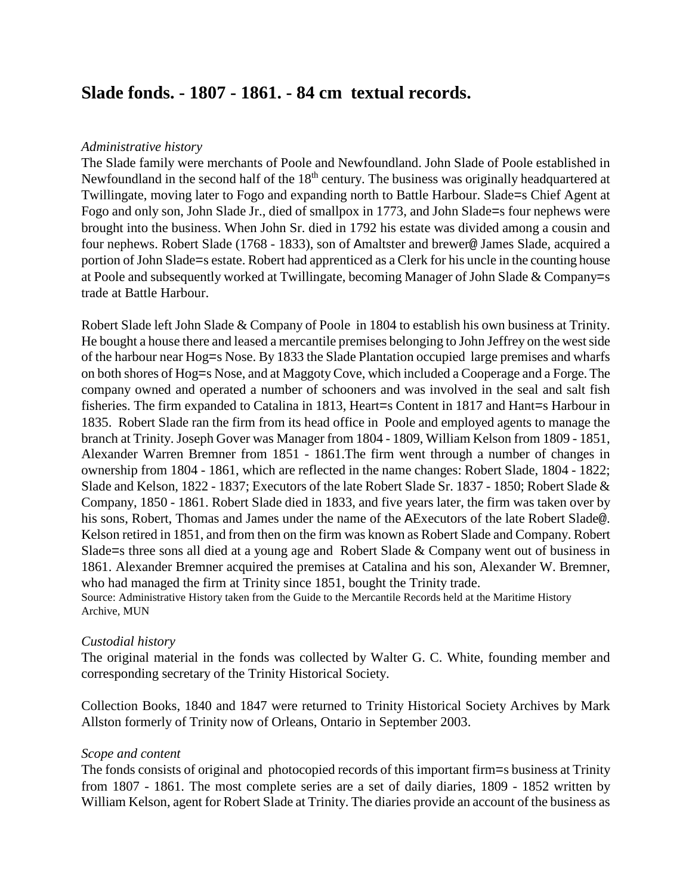# Slade fonds. - 1807 - 1861. - 84 cm textual records.

*Administrative history*

The Slade family were merchants of Poole and Newfoundland. John Slade of Poole established in Newfoundland in the second half of the 18th century. The business was originally headquartered at Twillingate, moving later to Fogo and expanding north to Battle Harbour. Slade=s Chief Agent at Fogo and only son, John Slade Jr., died of smallpox in 1773, and John Slade=s four nephews were brought into the business. When John Sr. died in 1792 his estate was divided among a cousin and four nephews. Robert Slade (1768 - 1833), son of Amaltster and brewer@ James Slade, acquired a portion of John Slade=s estate. Robert had apprenticed as a Clerk for his uncle in the counting house at Poole and subsequently worked at Twillingate, becoming Manager of John Slade & Company=s trade at Battle Harbour.

Robert Slade left John Slade & Company of Poole in 1804 to establish his own business at Trinity. He bought a house there and leased a mercantile premises belonging to John Jeffrey on the west side of the harbour near Hog=s Nose. By 1833 the Slade Plantation occupied large premises and wharfs on both shores of Hog=s Nose, and at Maggoty Cove, which included a Cooperage and a Forge. The company owned and operated a number of schooners and was involved in the seal and salt fish fisheries. The firm expanded to Catalina in 1813, Heart=s Content in 1817 and Hant=s Harbour in 1835. Robert Slade ran the firm from its head office in Poole and employed agents to manage the branch at Trinity. Joseph Gover was Manager from 1804 - 1809, William Kelson from 1809 - 1851, Alexander Warren Bremner from 1851 - 1861.The firm went through a number of changes in ownership from 1804 - 1861, which are reflected in the name changes: Robert Slade, 1804 - 1822; Slade and Kelson, 1822 - 1837; Executors of the late Robert Slade Sr. 1837 - 1850; Robert Slade & Company, 1850 - 1861. Robert Slade died in 1833, and five years later, the firm was taken over by his sons, Robert, Thomas and James under the name of the AExecutors of the late Robert Slade@. Kelson retired in 1851, and from then on the firm was known as Robert Slade and Company. Robert Slade=s three sons all died at a young age and Robert Slade & Company went out of business in 1861. Alexander Bremner acquired the premises at Catalina and his son, Alexander W. Bremner, who had managed the firm at Trinity since 1851, bought the Trinity trade.

Source: Administrative History taken from the Guide to the Mercantile Records held at the Maritime History Archive, MUN

*Custodial history*

The original material in the fonds was collected by Walter G. C. White, founding member and corresponding secretary of the Trinity Historical Society.

Collection Books, 1840 and 1847 were returned to Trinity Historical Society Archives by Mark Allston formerly of Trinity now of Orleans, Ontario in September 2003.

*Scope and content*

The fonds consists of original and photocopied records of this important firm=s business at Trinity from 1807 - 1861. The most complete series are a set of daily diaries, 1809 - 1852 written by William Kelson, agent for Robert Slade at Trinity. The diaries provide an account of the business as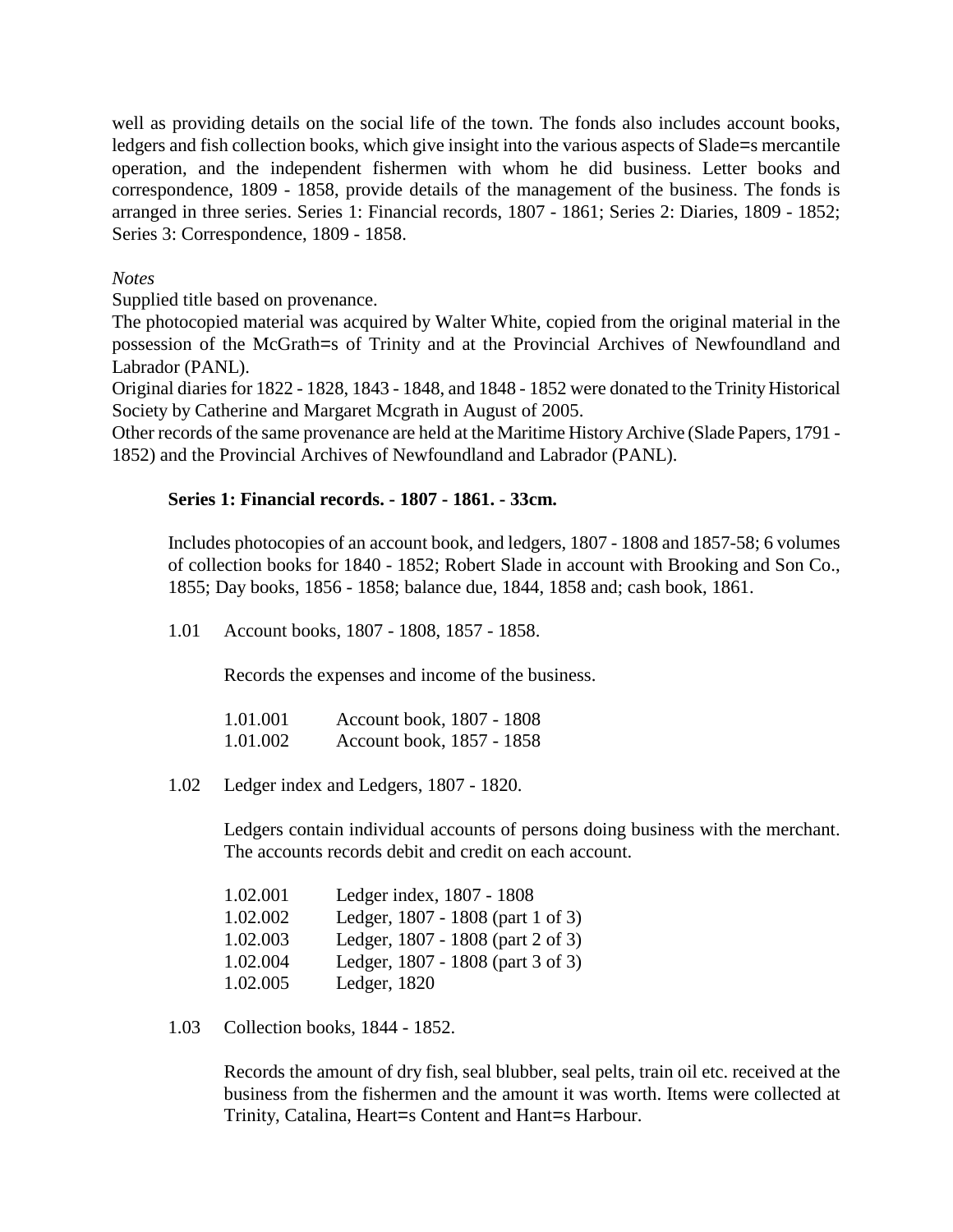well as providing details on the social life of the town. The fonds also includes account books, ledgers and fish collection books, which give insight into the various aspects of Slade=s mercantile operation, and the independent fishermen with whom he did business. Letter books and correspondence, 1809 - 1858, provide details of the management of the business. The fonds is arranged in three series. Series 1: Financial records, 1807 - 1861; Series 2: Diaries, 1809 - 1852; Series 3: Correspondence, 1809 - 1858.

*Notes*

Supplied title based on provenance.

The photocopied material was acquired by Walter White, copied from the original material in the possession of the McGrath=s of Trinity and at the Provincial Archives of Newfoundland and Labrador (PANL).

Original diaries for 1822 - 1828, 1843 - 1848, and 1848 - 1852 were donated to the Trinity Historical Society by Catherine and Margaret Mcgrath in August of 2005.

Other records of the same provenance are held at the Maritime History Archive (Slade Papers, 1791 - 1852) and the Provincial Archives of Newfoundland and Labrador (PANL).

**Series 1: Financial records. - 1807 - 1861. - 33cm.**

Includes photocopies of an account book, and ledgers, 1807 - 1808 and 1857-58; 6 volumes of collection books for 1840 - 1852; Robert Slade in account with Brooking and Son Co., 1855; Day books, 1856 - 1858; balance due, 1844, 1858 and; cash book, 1861.

1.01 Account books, 1807 - 1808, 1857 - 1858.

Records the expenses and income of the business.

1.01.001 Account book, 1807 - 1808
1.01.002 Account book, 1857 - 1858

1.02 Ledger index and Ledgers, 1807 - 1820.

Ledgers contain individual accounts of persons doing business with the merchant. The accounts records debit and credit on each account.

1.02.001 Ledger index, 1807 - 1808
1.02.002 Ledger, 1807 - 1808 (part 1 of 3)
1.02.003 Ledger, 1807 - 1808 (part 2 of 3)
1.02.004 Ledger, 1807 - 1808 (part 3 of 3)
1.02.005 Ledger, 1820

1.03 Collection books, 1844 - 1852.

Records the amount of dry fish, seal blubber, seal pelts, train oil etc. received at the business from the fishermen and the amount it was worth. Items were collected at Trinity, Catalina, Heart=s Content and Hant=s Harbour.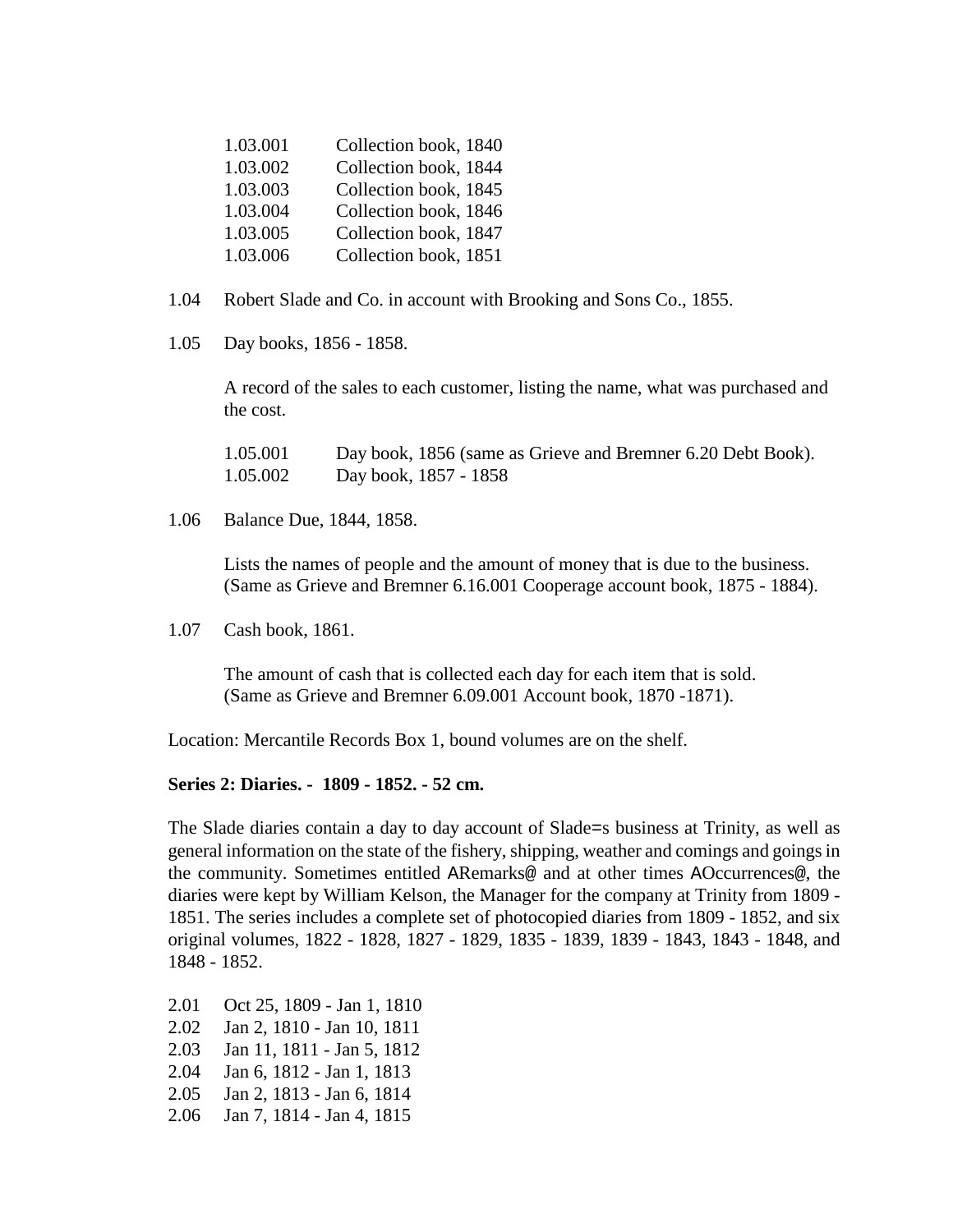1.03.001 Collection book, 1840
1.03.002 Collection book, 1844
1.03.003 Collection book, 1845
1.03.004 Collection book, 1846
1.03.005 Collection book, 1847
1.03.006 Collection book, 1851

1.04 Robert Slade and Co. in account with Brooking and Sons Co., 1855.

1.05 Day books, 1856 - 1858.

A record of the sales to each customer, listing the name, what was purchased and the cost.

1.05.001 Day book, 1856 (same as Grieve and Bremner 6.20 Debt Book).
1.05.002 Day book, 1857 - 1858

1.06 Balance Due, 1844, 1858.

Lists the names of people and the amount of money that is due to the business. (Same as Grieve and Bremner 6.16.001 Cooperage account book, 1875 - 1884).

1.07 Cash book, 1861.

The amount of cash that is collected each day for each item that is sold. (Same as Grieve and Bremner 6.09.001 Account book, 1870 -1871).

Location: Mercantile Records Box 1, bound volumes are on the shelf.

**Series 2: Diaries. - 1809 - 1852. - 52 cm.**

The Slade diaries contain a day to day account of Slade=s business at Trinity, as well as general information on the state of the fishery, shipping, weather and comings and goings in the community. Sometimes entitled ARemarks@ and at other times AOccurrences@, the diaries were kept by William Kelson, the Manager for the company at Trinity from 1809 - 1851. The series includes a complete set of photocopied diaries from 1809 - 1852, and six original volumes, 1822 - 1828, 1827 - 1829, 1835 - 1839, 1839 - 1843, 1843 - 1848, and 1848 - 1852.

2.01 Oct 25, 1809 - Jan 1, 1810
2.02 Jan 2, 1810 - Jan 10, 1811
2.03 Jan 11, 1811 - Jan 5, 1812
2.04 Jan 6, 1812 - Jan 1, 1813
2.05 Jan 2, 1813 - Jan 6, 1814
2.06 Jan 7, 1814 - Jan 4, 1815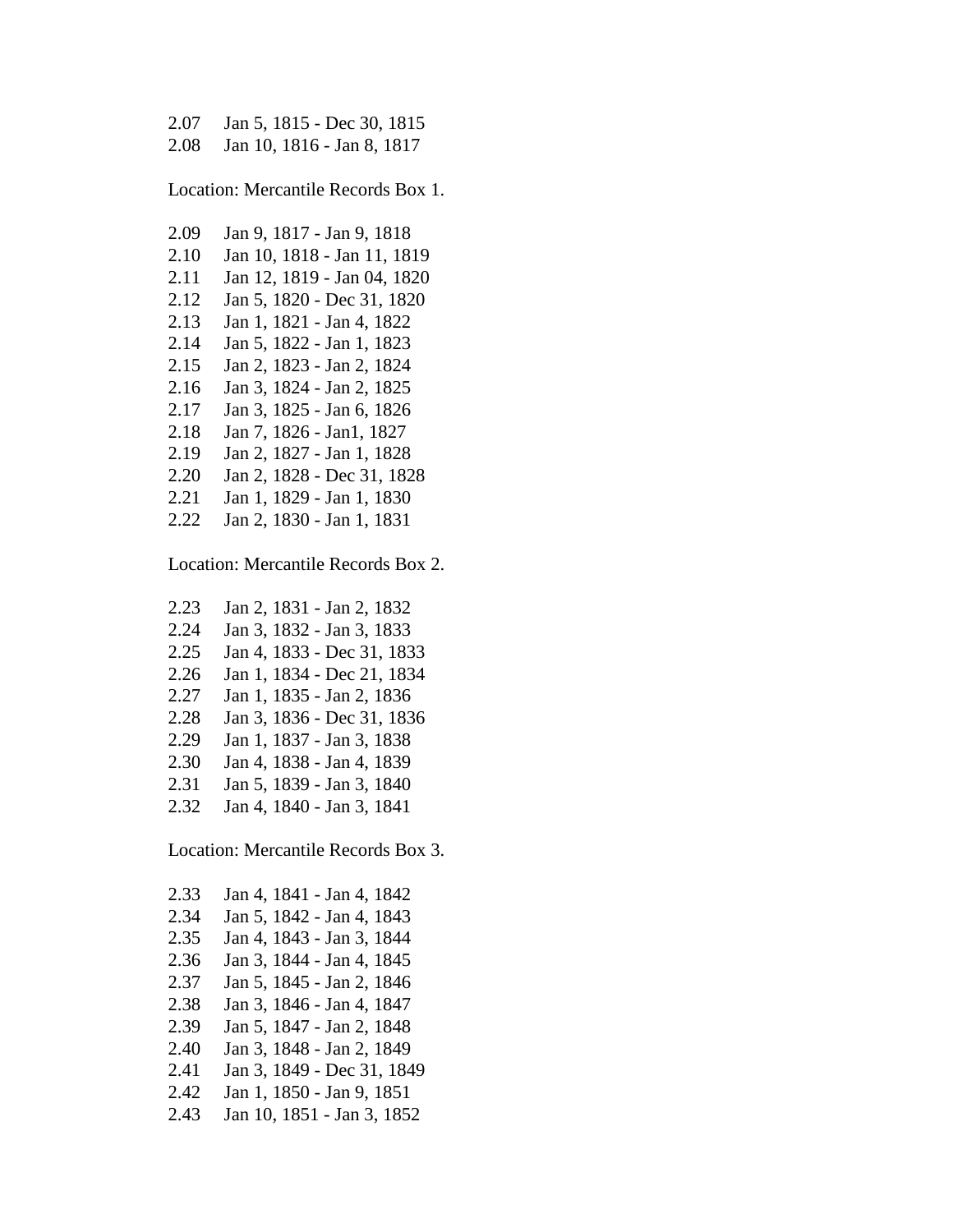2.07 Jan 5, 1815 - Dec 30, 1815
2.08 Jan 10, 1816 - Jan 8, 1817

Location: Mercantile Records Box 1.

2.09 Jan 9, 1817 - Jan 9, 1818
2.10 Jan 10, 1818 - Jan 11, 1819
2.11 Jan 12, 1819 - Jan 04, 1820
2.12 Jan 5, 1820 - Dec 31, 1820
2.13 Jan 1, 1821 - Jan 4, 1822
2.14 Jan 5, 1822 - Jan 1, 1823
2.15 Jan 2, 1823 - Jan 2, 1824
2.16 Jan 3, 1824 - Jan 2, 1825
2.17 Jan 3, 1825 - Jan 6, 1826
2.18 Jan 7, 1826 - Jan1, 1827
2.19 Jan 2, 1827 - Jan 1, 1828
2.20 Jan 2, 1828 - Dec 31, 1828
2.21 Jan 1, 1829 - Jan 1, 1830
2.22 Jan 2, 1830 - Jan 1, 1831

Location: Mercantile Records Box 2.

2.23 Jan 2, 1831 - Jan 2, 1832
2.24 Jan 3, 1832 - Jan 3, 1833
2.25 Jan 4, 1833 - Dec 31, 1833
2.26 Jan 1, 1834 - Dec 21, 1834
2.27 Jan 1, 1835 - Jan 2, 1836
2.28 Jan 3, 1836 - Dec 31, 1836
2.29 Jan 1, 1837 - Jan 3, 1838
2.30 Jan 4, 1838 - Jan 4, 1839
2.31 Jan 5, 1839 - Jan 3, 1840
2.32 Jan 4, 1840 - Jan 3, 1841

Location: Mercantile Records Box 3.

2.33 Jan 4, 1841 - Jan 4, 1842
2.34 Jan 5, 1842 - Jan 4, 1843
2.35 Jan 4, 1843 - Jan 3, 1844
2.36 Jan 3, 1844 - Jan 4, 1845
2.37 Jan 5, 1845 - Jan 2, 1846
2.38 Jan 3, 1846 - Jan 4, 1847
2.39 Jan 5, 1847 - Jan 2, 1848
2.40 Jan 3, 1848 - Jan 2, 1849
2.41 Jan 3, 1849 - Dec 31, 1849
2.42 Jan 1, 1850 - Jan 9, 1851
2.43 Jan 10, 1851 - Jan 3, 1852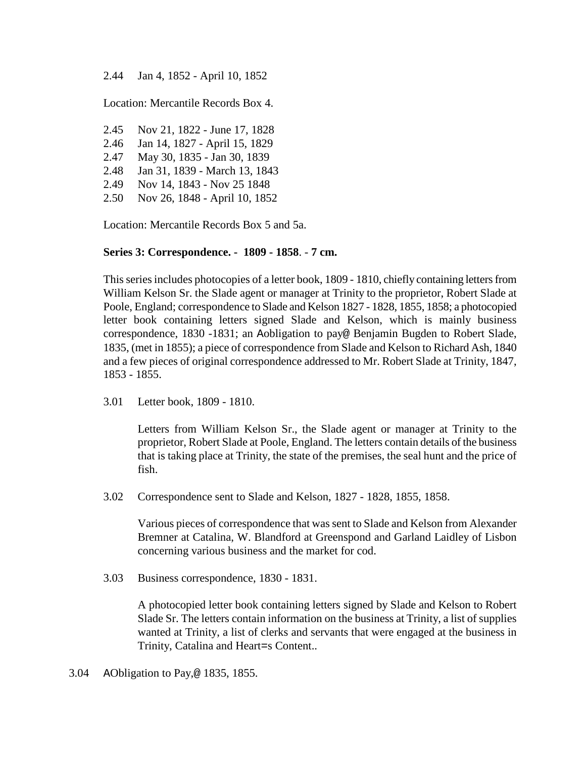2.44 Jan 4, 1852 - April 10, 1852

Location: Mercantile Records Box 4.

2.45 Nov 21, 1822 - June 17, 1828
2.46 Jan 14, 1827 - April 15, 1829
2.47 May 30, 1835 - Jan 30, 1839
2.48 Jan 31, 1839 - March 13, 1843
2.49 Nov 14, 1843 - Nov 25 1848
2.50 Nov 26, 1848 - April 10, 1852

Location: Mercantile Records Box 5 and 5a.

**Series 3: Correspondence. - 1809 - 1858. - 7 cm.**

This series includes photocopies of a letter book, 1809 - 1810, chiefly containing letters from William Kelson Sr. the Slade agent or manager at Trinity to the proprietor, Robert Slade at Poole, England; correspondence to Slade and Kelson 1827 - 1828, 1855, 1858; a photocopied letter book containing letters signed Slade and Kelson, which is mainly business correspondence, 1830 -1831; an AObligation to pay@ Benjamin Bugden to Robert Slade, 1835, (met in 1855); a piece of correspondence from Slade and Kelson to Richard Ash, 1840 and a few pieces of original correspondence addressed to Mr. Robert Slade at Trinity, 1847, 1853 - 1855.

3.01 Letter book, 1809 - 1810.

Letters from William Kelson Sr., the Slade agent or manager at Trinity to the proprietor, Robert Slade at Poole, England. The letters contain details of the business that is taking place at Trinity, the state of the premises, the seal hunt and the price of fish.

3.02 Correspondence sent to Slade and Kelson, 1827 - 1828, 1855, 1858.

Various pieces of correspondence that was sent to Slade and Kelson from Alexander Bremner at Catalina, W. Blandford at Greenspond and Garland Laidley of Lisbon concerning various business and the market for cod.

3.03 Business correspondence, 1830 - 1831.

A photocopied letter book containing letters signed by Slade and Kelson to Robert Slade Sr. The letters contain information on the business at Trinity, a list of supplies wanted at Trinity, a list of clerks and servants that were engaged at the business in Trinity, Catalina and Heart=s Content..

3.04 AObligation to Pay,@ 1835, 1855.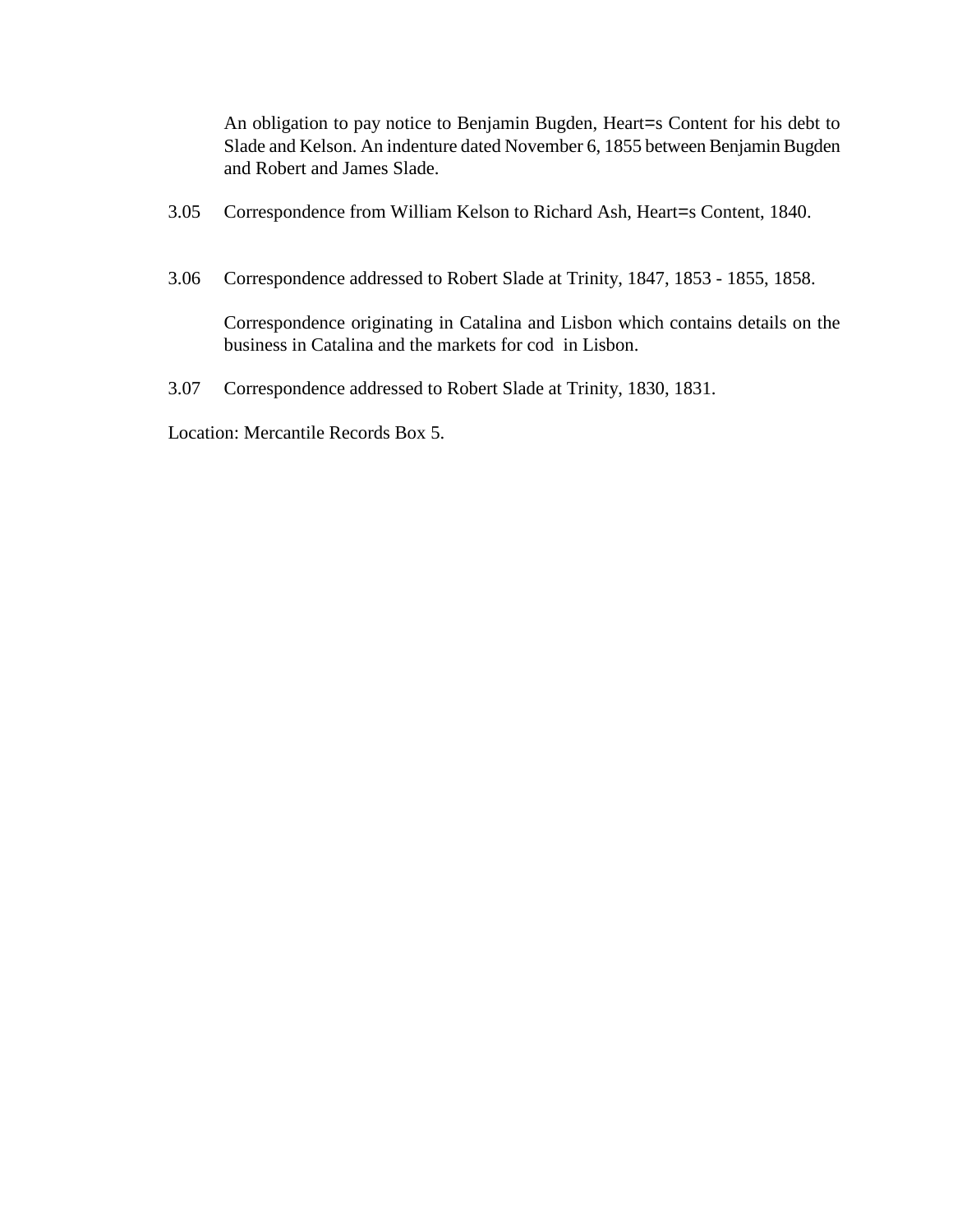An obligation to pay notice to Benjamin Bugden, Heart=s Content for his debt to Slade and Kelson. An indenture dated November 6, 1855 between Benjamin Bugden and Robert and James Slade.

3.05 Correspondence from William Kelson to Richard Ash, Heart=s Content, 1840.

3.06 Correspondence addressed to Robert Slade at Trinity, 1847, 1853 - 1855, 1858.

Correspondence originating in Catalina and Lisbon which contains details on the business in Catalina and the markets for cod in Lisbon.

3.07 Correspondence addressed to Robert Slade at Trinity, 1830, 1831.

Location: Mercantile Records Box 5.